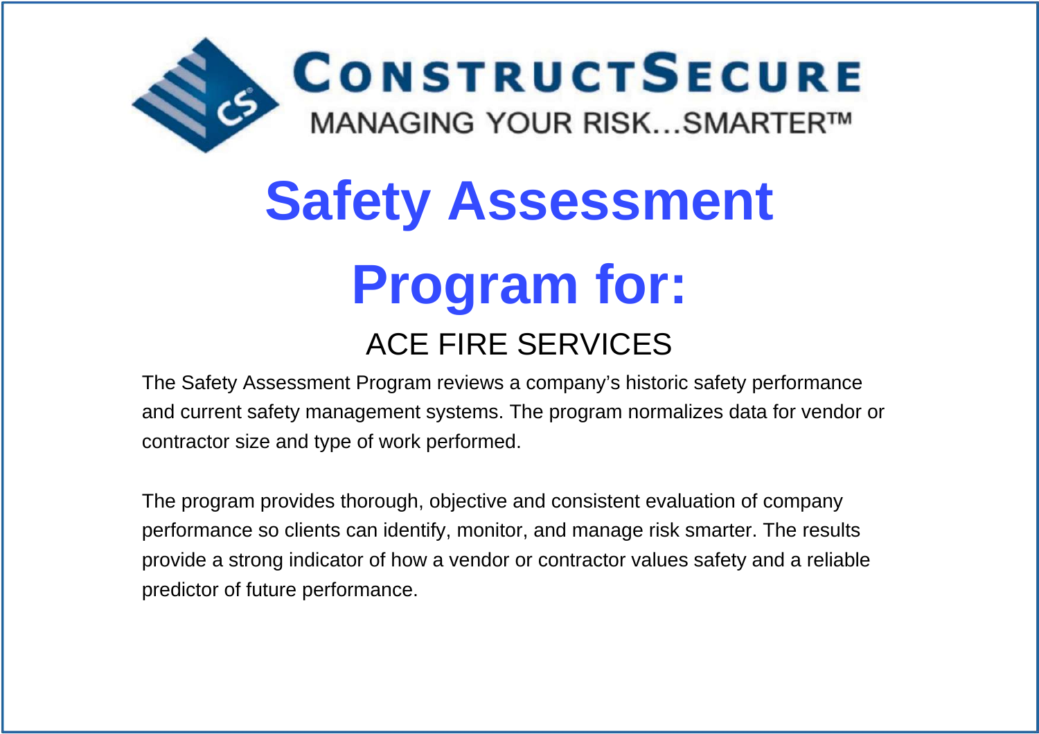CONSTRUCTSECURE

MANAGING YOUR RISK…SMARTER™

# Safety Assessment Program for:

## ACE FIRE SERVICES

The Safety Assessment Program reviews a company's historic safety performance and current safety management systems. The program normalizes data for vendor or contractor size and type of work performed.

The program provides thorough, objective and consistent evaluation of company performance so clients can identify, monitor, and manage risk smarter. The results provide a strong indicator of how a vendor or contractor values safety and a reliable predictor of future performance.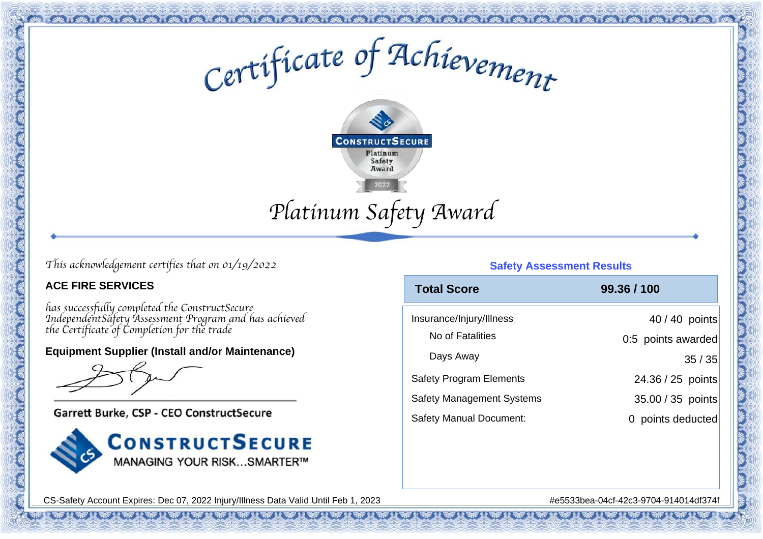# Certificate of Achievement

CONSTRUCTSECURE Platinum Safety Award 2022

## Platinum Safety Award

*This acknowledgement certifies that on 01/19/2022*

**ACE FIRE SERVICES**

*has successfully completed the ConstructSecure IndependentSafety Assessment Program and has achieved the Certificate of Completion for the trade*

**Equipment Supplier (Install and/or Maintenance)**

Garrett Burke, CSP - CEO ConstructSecure

CONSTRUCTSECURE
MANAGING YOUR RISK...SMARTER™

### Safety Assessment Results

| Total Score | 99.36 / 100 |
|---|---|
| Insurance/Injury/Illness | 40 / 40 points |
| No of Fatalities | 0:5 points awarded |
| Days Away | 35 / 35 |
| Safety Program Elements | 24.36 / 25 points |
| Safety Management Systems | 35.00 / 35 points |
| Safety Manual Document: | 0 points deducted |

CS-Safety Account Expires: Dec 07, 2022 Injury/Illness Data Valid Until Feb 1, 2023

#e5533bea-04cf-42c3-9704-914014df374f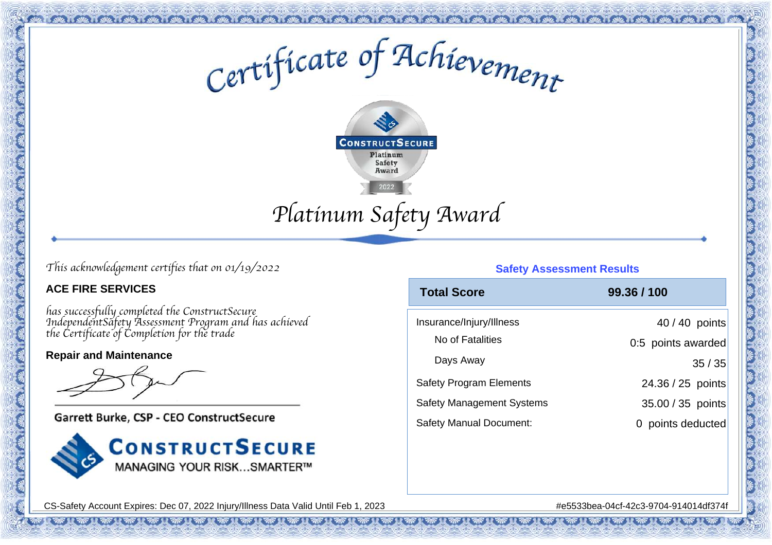# Certificate of Achievement

CONSTRUCTSECURE
Platinum Safety Award
2022

## Platinum Safety Award

*This acknowledgement certifies that on 01/19/2022*

**ACE FIRE SERVICES**

*has successfully completed the ConstructSecure IndependentSafety Assessment Program and has achieved the Certificate of Completion for the trade*

**Repair and Maintenance**

Garrett Burke, CSP - CEO ConstructSecure

CONSTRUCTSECURE
MANAGING YOUR RISK...SMARTER™

### Safety Assessment Results

| **Total Score** | **99.36 / 100** |
|---|---|
| Insurance/Injury/Illness | 40 / 40 points |
| No of Fatalities | 0:5 points awarded |
| Days Away | 35 / 35 |
| Safety Program Elements | 24.36 / 25 points |
| Safety Management Systems | 35.00 / 35 points |
| Safety Manual Document: | 0 points deducted |

CS-Safety Account Expires: Dec 07, 2022 Injury/Illness Data Valid Until Feb 1, 2023

#e5533bea-04cf-42c3-9704-914014df374f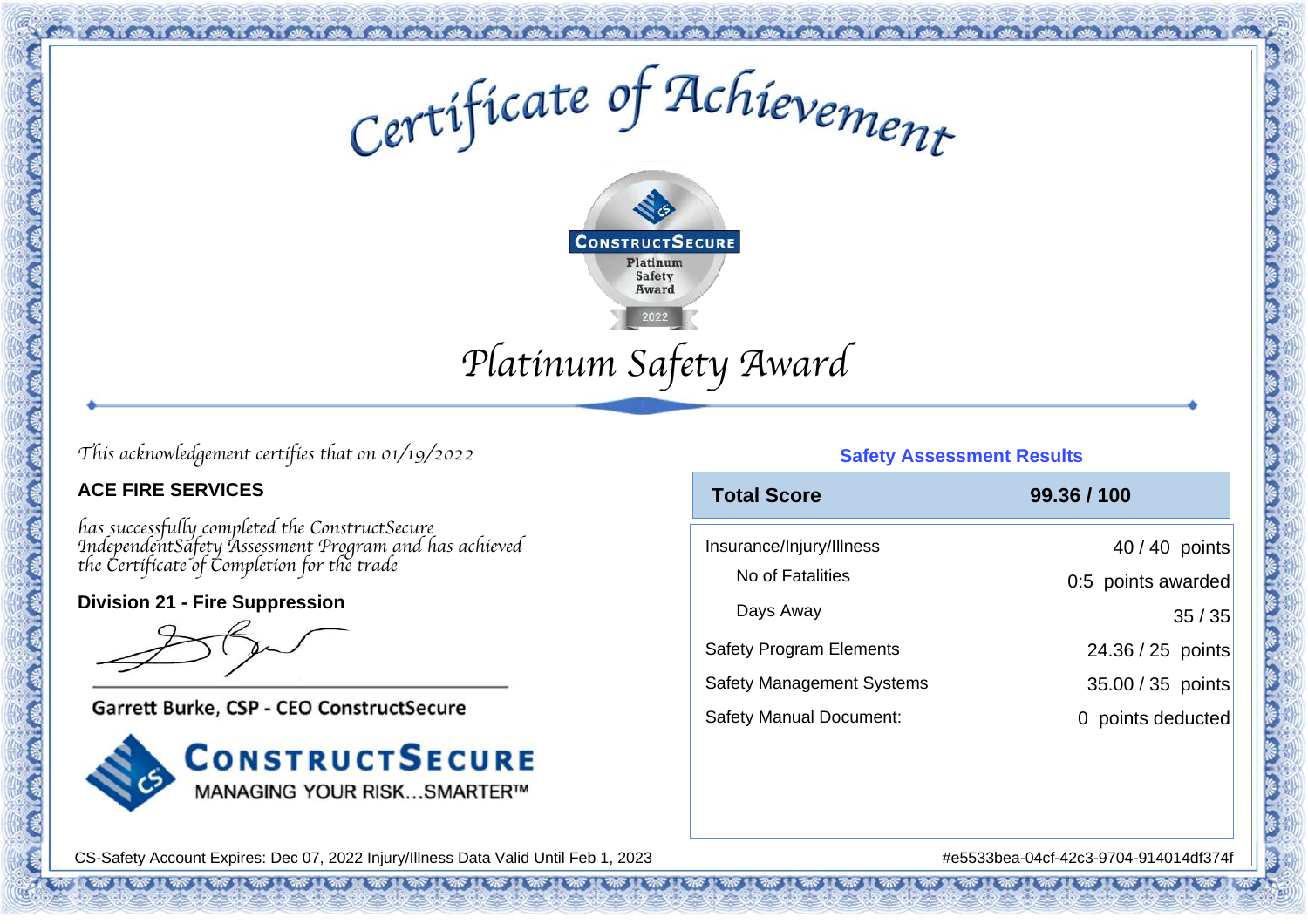# Certificate of Achievement

CONSTRUCTSECURE
Platinum Safety Award
2022

## Platinum Safety Award

*This acknowledgement certifies that on 01/19/2022*

**ACE FIRE SERVICES**

*has successfully completed the ConstructSecure IndependentSafety Assessment Program and has achieved the Certificate of Completion for the trade*

**Division 21 - Fire Suppression**

Garrett Burke, CSP - CEO ConstructSecure

CONSTRUCTSECURE
MANAGING YOUR RISK...SMARTER™

### Safety Assessment Results

| **Total Score** | **99.36 / 100** |
|---|---|
| Insurance/Injury/Illness | 40 / 40 points |
| No of Fatalities | 0:5 points awarded |
| Days Away | 35 / 35 |
| Safety Program Elements | 24.36 / 25 points |
| Safety Management Systems | 35.00 / 35 points |
| Safety Manual Document: | 0 points deducted |

CS-Safety Account Expires: Dec 07, 2022 Injury/Illness Data Valid Until Feb 1, 2023

#e5533bea-04cf-42c3-9704-914014df374f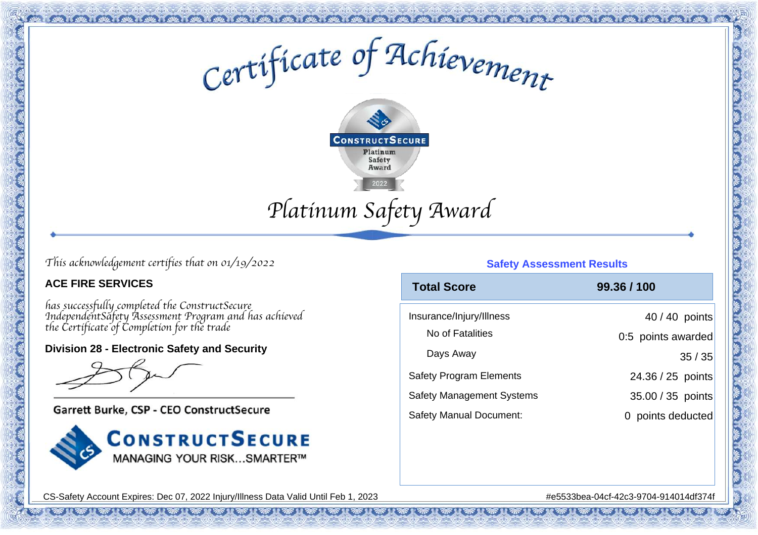# Certificate of Achievement

CONSTRUCTSECURE
Platinum Safety Award
2022

## Platinum Safety Award

*This acknowledgement certifies that on 01/19/2022*

**ACE FIRE SERVICES**

*has successfully completed the ConstructSecure IndependentSafety Assessment Program and has achieved the Certificate of Completion for the trade*

**Division 28 - Electronic Safety and Security**

Garrett Burke, CSP - CEO ConstructSecure

CONSTRUCTSECURE
MANAGING YOUR RISK...SMARTER™

### Safety Assessment Results

| Total Score | 99.36 / 100 |
|---|---|
| Insurance/Injury/Illness | 40 / 40 points |
| No of Fatalities | 0:5 points awarded |
| Days Away | 35 / 35 |
| Safety Program Elements | 24.36 / 25 points |
| Safety Management Systems | 35.00 / 35 points |
| Safety Manual Document: | 0 points deducted |

CS-Safety Account Expires: Dec 07, 2022 Injury/Illness Data Valid Until Feb 1, 2023

#e5533bea-04cf-42c3-9704-914014df374f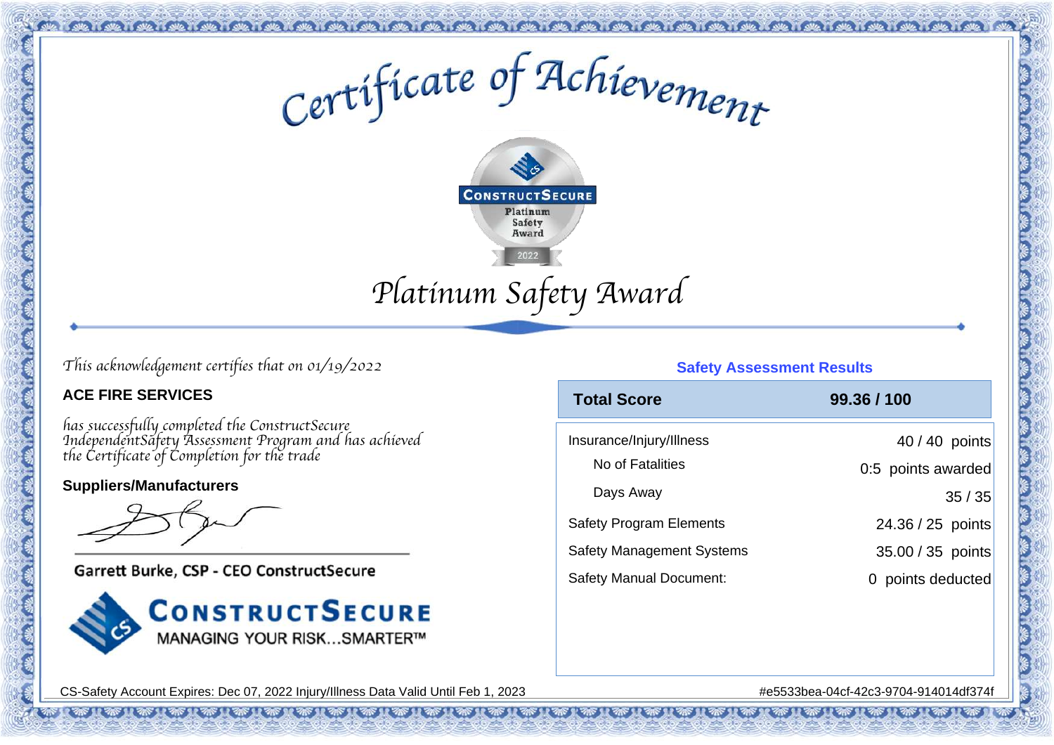# Certificate of Achievement

CONSTRUCTSECURE
Platinum Safety Award
2022

## Platinum Safety Award

*This acknowledgement certifies that on 01/19/2022*

**ACE FIRE SERVICES**

*has successfully completed the ConstructSecure IndependentSafety Assessment Program and has achieved the Certificate of Completion for the trade*

**Suppliers/Manufacturers**

Garrett Burke, CSP - CEO ConstructSecure

CONSTRUCTSECURE
MANAGING YOUR RISK...SMARTER™

### Safety Assessment Results

| Total Score | 99.36 / 100 |
|---|---|
| Insurance/Injury/Illness | 40 / 40 points |
| No of Fatalities | 0:5 points awarded |
| Days Away | 35 / 35 |
| Safety Program Elements | 24.36 / 25 points |
| Safety Management Systems | 35.00 / 35 points |
| Safety Manual Document: | 0 points deducted |

CS-Safety Account Expires: Dec 07, 2022 Injury/Illness Data Valid Until Feb 1, 2023

#e5533bea-04cf-42c3-9704-914014df374f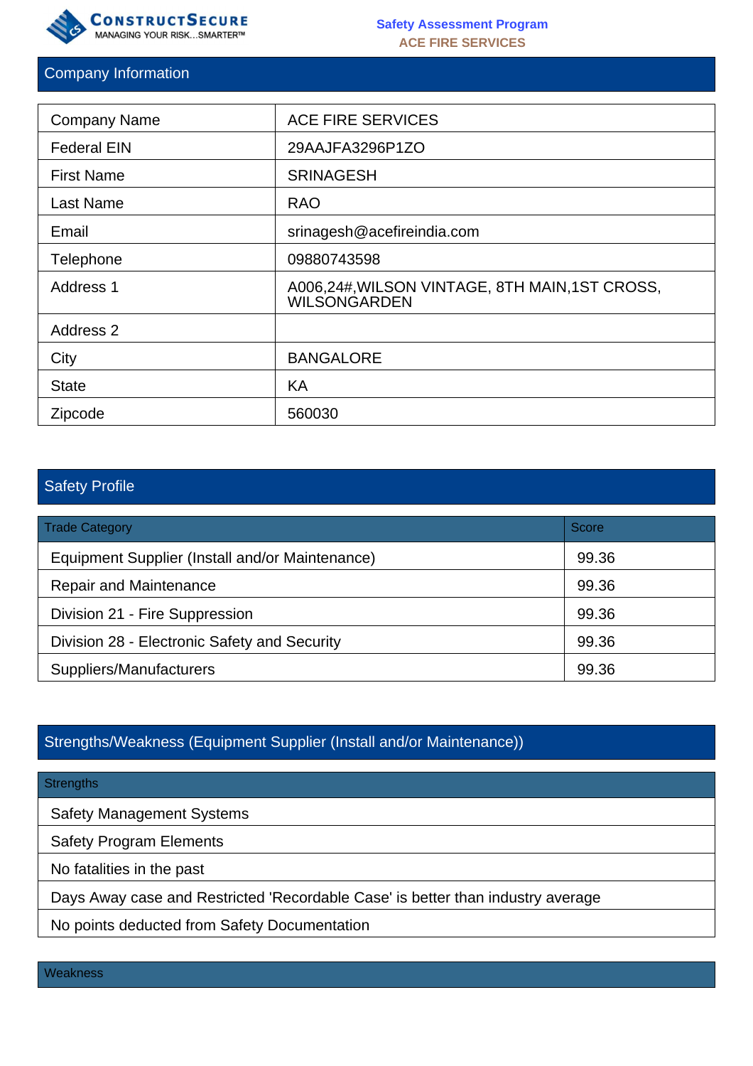# Company Information

| | |
|---|---|
| Company Name | ACE FIRE SERVICES |
| Federal EIN | 29AAJFA3296P1ZO |
| First Name | SRINAGESH |
| Last Name | RAO |
| Email | srinagesh@acefireindia.com |
| Telephone | 09880743598 |
| Address 1 | A006,24#,WILSON VINTAGE, 8TH MAIN,1ST CROSS, WILSONGARDEN |
| Address 2 | |
| City | BANGALORE |
| State | KA |
| Zipcode | 560030 |

# Safety Profile

| Trade Category | Score |
|---|---|
| Equipment Supplier (Install and/or Maintenance) | 99.36 |
| Repair and Maintenance | 99.36 |
| Division 21 - Fire Suppression | 99.36 |
| Division 28 - Electronic Safety and Security | 99.36 |
| Suppliers/Manufacturers | 99.36 |

# Strengths/Weakness (Equipment Supplier (Install and/or Maintenance))

| Strengths |
|---|
| Safety Management Systems |
| Safety Program Elements |
| No fatalities in the past |
| Days Away case and Restricted 'Recordable Case' is better than industry average |
| No points deducted from Safety Documentation |

| Weakness |
|---|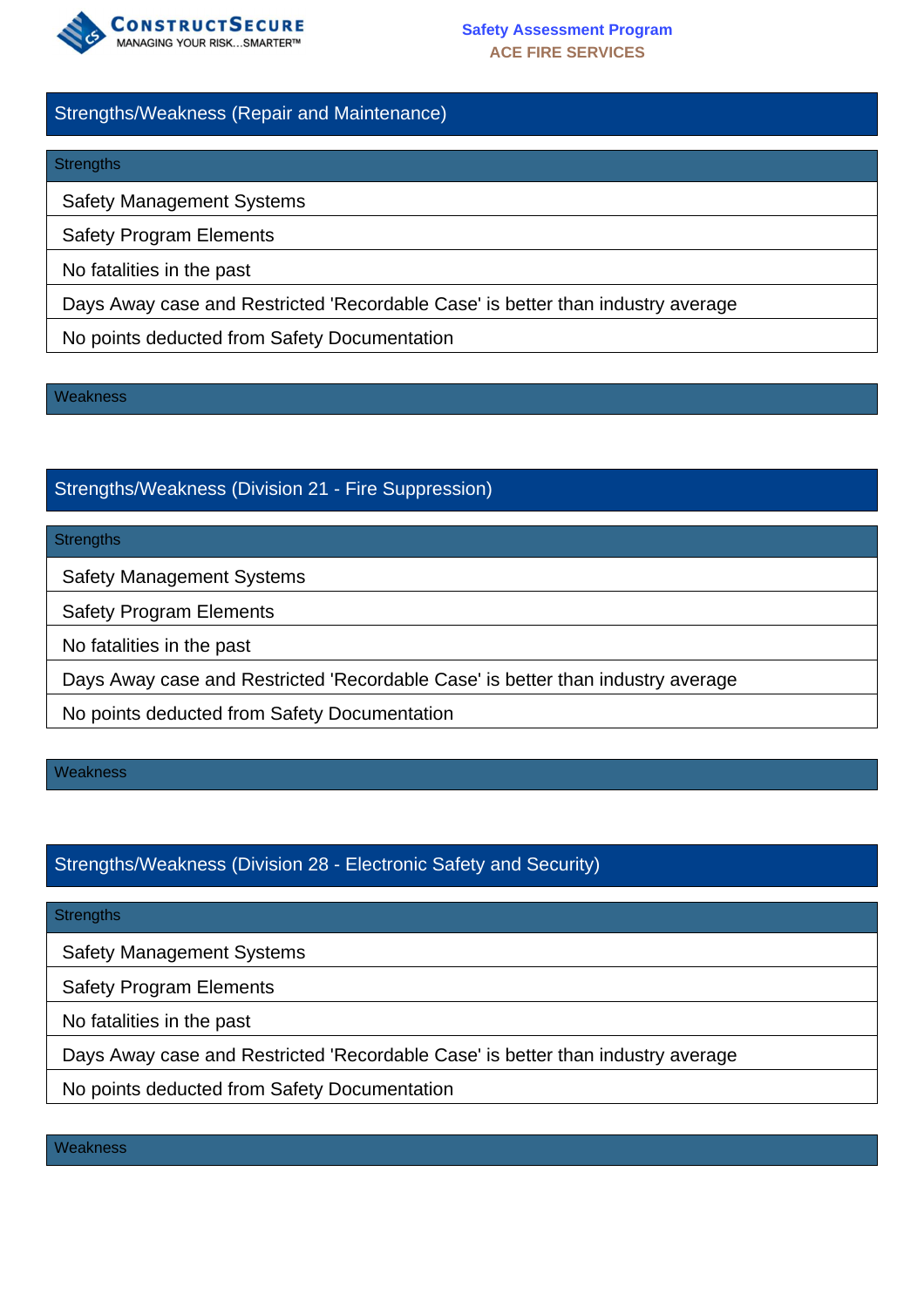## Strengths/Weakness (Repair and Maintenance)

### Strengths

- Safety Management Systems
- Safety Program Elements
- No fatalities in the past
- Days Away case and Restricted 'Recordable Case' is better than industry average
- No points deducted from Safety Documentation

### Weakness

## Strengths/Weakness (Division 21 - Fire Suppression)

### Strengths

- Safety Management Systems
- Safety Program Elements
- No fatalities in the past
- Days Away case and Restricted 'Recordable Case' is better than industry average
- No points deducted from Safety Documentation

### Weakness

## Strengths/Weakness (Division 28 - Electronic Safety and Security)

### Strengths

- Safety Management Systems
- Safety Program Elements
- No fatalities in the past
- Days Away case and Restricted 'Recordable Case' is better than industry average
- No points deducted from Safety Documentation

### Weakness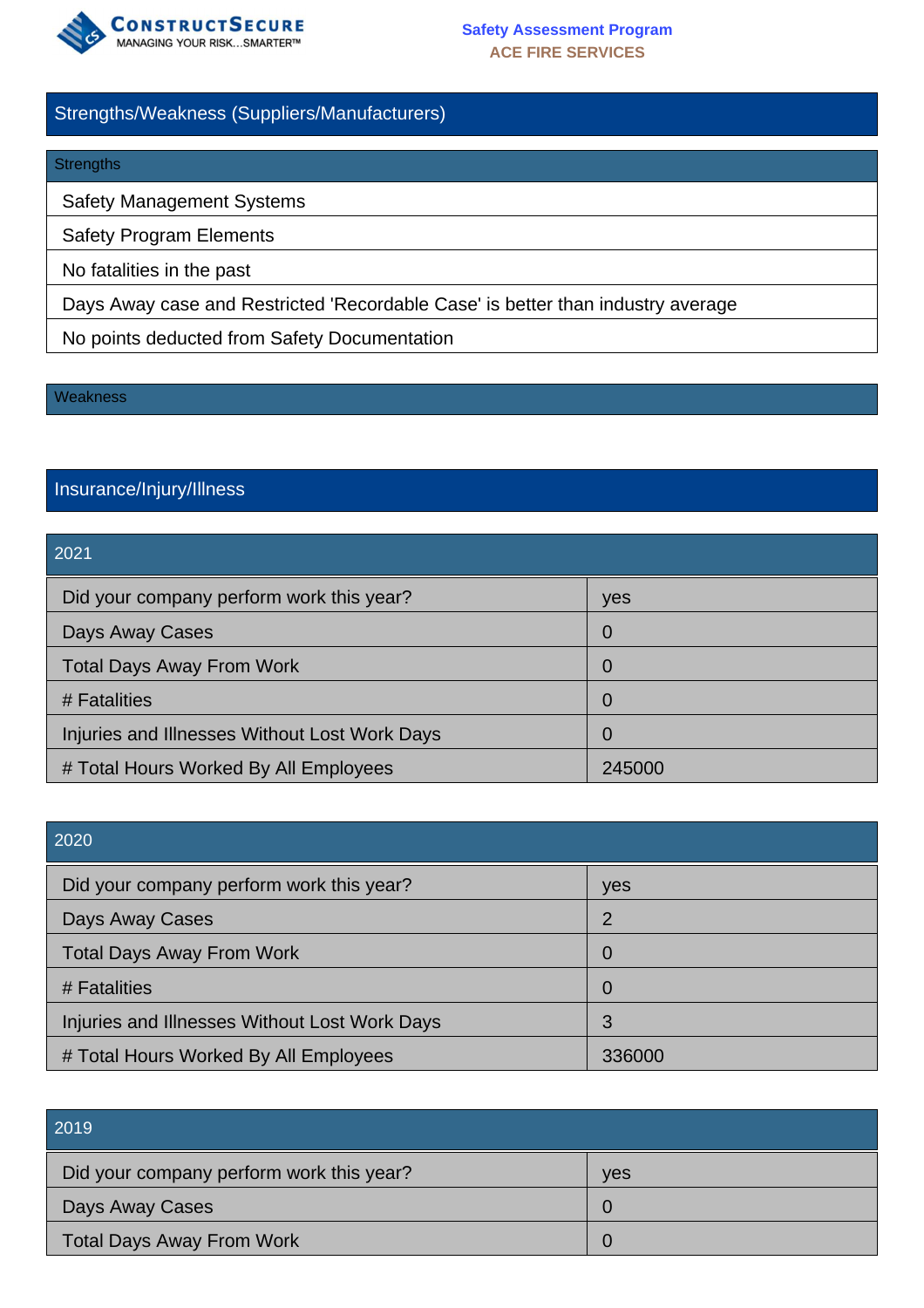## Strengths/Weakness (Suppliers/Manufacturers)

| Strengths |
| --- |
| Safety Management Systems |
| Safety Program Elements |
| No fatalities in the past |
| Days Away case and Restricted 'Recordable Case' is better than industry average |
| No points deducted from Safety Documentation |

| Weakness |
| --- |

## Insurance/Injury/Illness

| 2021 | |
| --- | --- |
| Did your company perform work this year? | yes |
| Days Away Cases | 0 |
| Total Days Away From Work | 0 |
| # Fatalities | 0 |
| Injuries and Illnesses Without Lost Work Days | 0 |
| # Total Hours Worked By All Employees | 245000 |

| 2020 | |
| --- | --- |
| Did your company perform work this year? | yes |
| Days Away Cases | 2 |
| Total Days Away From Work | 0 |
| # Fatalities | 0 |
| Injuries and Illnesses Without Lost Work Days | 3 |
| # Total Hours Worked By All Employees | 336000 |

| 2019 | |
| --- | --- |
| Did your company perform work this year? | yes |
| Days Away Cases | 0 |
| Total Days Away From Work | 0 |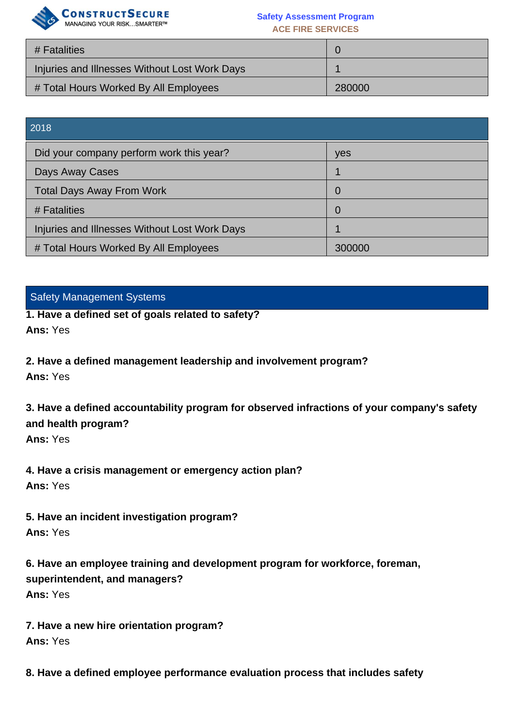| # Fatalities | 0 |
|---|---|
| Injuries and Illnesses Without Lost Work Days | 1 |
| # Total Hours Worked By All Employees | 280000 |

## 2018

| Did your company perform work this year? | yes |
|---|---|
| Days Away Cases | 1 |
| Total Days Away From Work | 0 |
| # Fatalities | 0 |
| Injuries and Illnesses Without Lost Work Days | 1 |
| # Total Hours Worked By All Employees | 300000 |

## Safety Management Systems

**1. Have a defined set of goals related to safety?**
**Ans:** Yes

**2. Have a defined management leadership and involvement program?**
**Ans:** Yes

**3. Have a defined accountability program for observed infractions of your company's safety and health program?**
**Ans:** Yes

**4. Have a crisis management or emergency action plan?**
**Ans:** Yes

**5. Have an incident investigation program?**
**Ans:** Yes

**6. Have an employee training and development program for workforce, foreman, superintendent, and managers?**
**Ans:** Yes

**7. Have a new hire orientation program?**
**Ans:** Yes

**8. Have a defined employee performance evaluation process that includes safety**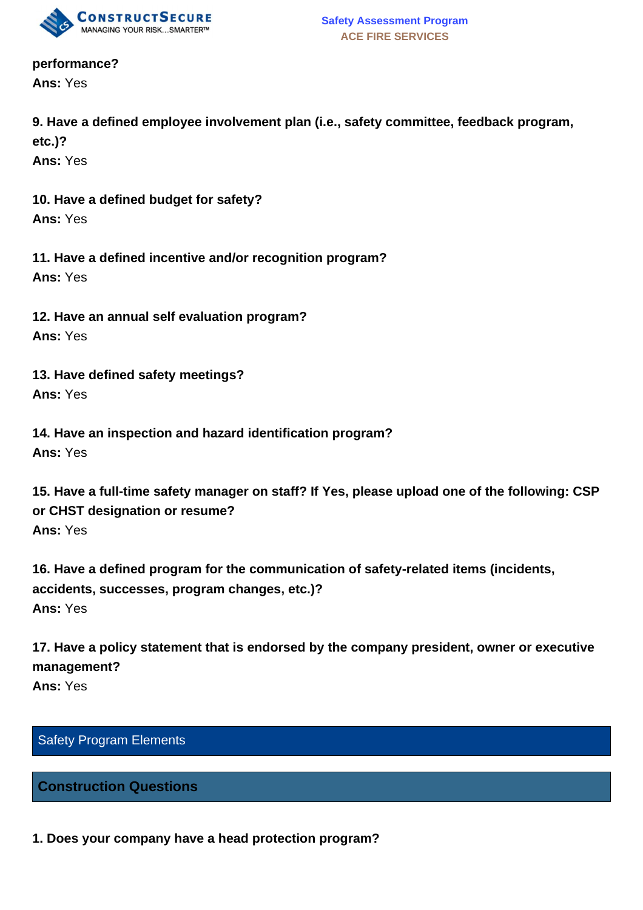**performance?**
**Ans:** Yes

**9. Have a defined employee involvement plan (i.e., safety committee, feedback program, etc.)?**
**Ans:** Yes

**10. Have a defined budget for safety?**
**Ans:** Yes

**11. Have a defined incentive and/or recognition program?**
**Ans:** Yes

**12. Have an annual self evaluation program?**
**Ans:** Yes

**13. Have defined safety meetings?**
**Ans:** Yes

**14. Have an inspection and hazard identification program?**
**Ans:** Yes

**15. Have a full-time safety manager on staff? If Yes, please upload one of the following: CSP or CHST designation or resume?**
**Ans:** Yes

**16. Have a defined program for the communication of safety-related items (incidents, accidents, successes, program changes, etc.)?**
**Ans:** Yes

**17. Have a policy statement that is endorsed by the company president, owner or executive management?**
**Ans:** Yes

## Safety Program Elements

### Construction Questions

**1. Does your company have a head protection program?**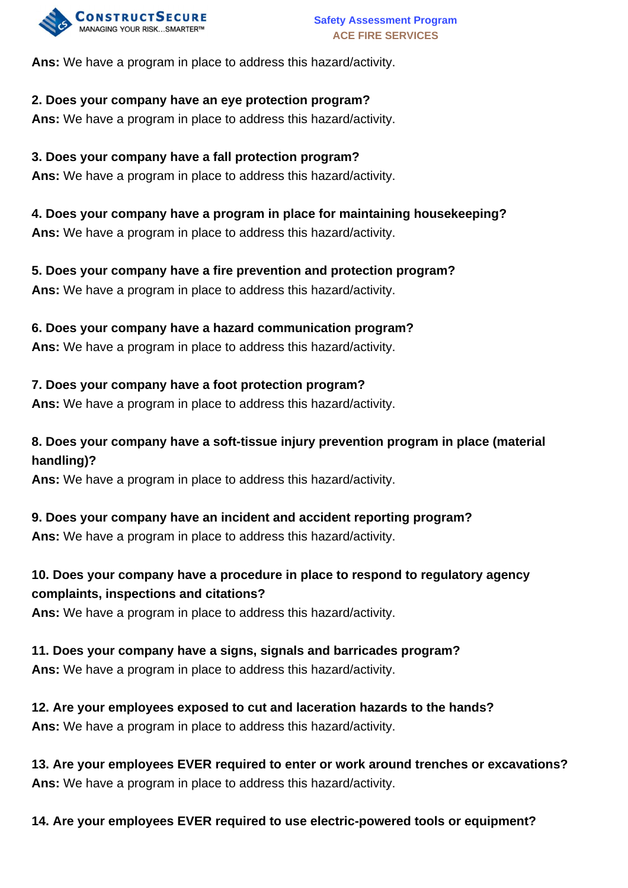**Ans:** We have a program in place to address this hazard/activity.

**2. Does your company have an eye protection program?**
**Ans:** We have a program in place to address this hazard/activity.

**3. Does your company have a fall protection program?**
**Ans:** We have a program in place to address this hazard/activity.

**4. Does your company have a program in place for maintaining housekeeping?**
**Ans:** We have a program in place to address this hazard/activity.

**5. Does your company have a fire prevention and protection program?**
**Ans:** We have a program in place to address this hazard/activity.

**6. Does your company have a hazard communication program?**
**Ans:** We have a program in place to address this hazard/activity.

**7. Does your company have a foot protection program?**
**Ans:** We have a program in place to address this hazard/activity.

**8. Does your company have a soft-tissue injury prevention program in place (material handling)?**
**Ans:** We have a program in place to address this hazard/activity.

**9. Does your company have an incident and accident reporting program?**
**Ans:** We have a program in place to address this hazard/activity.

**10. Does your company have a procedure in place to respond to regulatory agency complaints, inspections and citations?**
**Ans:** We have a program in place to address this hazard/activity.

**11. Does your company have a signs, signals and barricades program?**
**Ans:** We have a program in place to address this hazard/activity.

**12. Are your employees exposed to cut and laceration hazards to the hands?**
**Ans:** We have a program in place to address this hazard/activity.

**13. Are your employees EVER required to enter or work around trenches or excavations?**
**Ans:** We have a program in place to address this hazard/activity.

**14. Are your employees EVER required to use electric-powered tools or equipment?**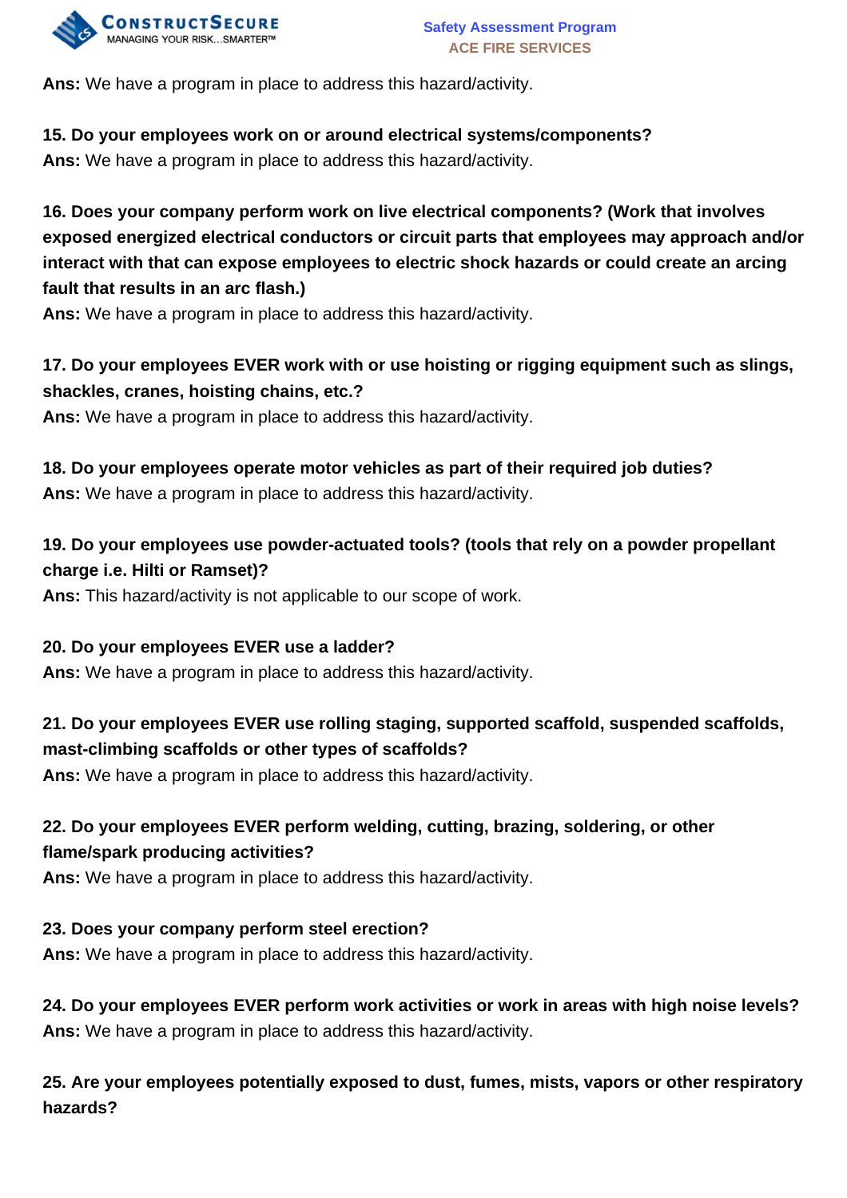**Ans:** We have a program in place to address this hazard/activity.

**15. Do your employees work on or around electrical systems/components?**
**Ans:** We have a program in place to address this hazard/activity.

**16. Does your company perform work on live electrical components? (Work that involves exposed energized electrical conductors or circuit parts that employees may approach and/or interact with that can expose employees to electric shock hazards or could create an arcing fault that results in an arc flash.)**
**Ans:** We have a program in place to address this hazard/activity.

**17. Do your employees EVER work with or use hoisting or rigging equipment such as slings, shackles, cranes, hoisting chains, etc.?**
**Ans:** We have a program in place to address this hazard/activity.

**18. Do your employees operate motor vehicles as part of their required job duties?**
**Ans:** We have a program in place to address this hazard/activity.

**19. Do your employees use powder-actuated tools? (tools that rely on a powder propellant charge i.e. Hilti or Ramset)?**
**Ans:** This hazard/activity is not applicable to our scope of work.

**20. Do your employees EVER use a ladder?**
**Ans:** We have a program in place to address this hazard/activity.

**21. Do your employees EVER use rolling staging, supported scaffold, suspended scaffolds, mast-climbing scaffolds or other types of scaffolds?**
**Ans:** We have a program in place to address this hazard/activity.

**22. Do your employees EVER perform welding, cutting, brazing, soldering, or other flame/spark producing activities?**
**Ans:** We have a program in place to address this hazard/activity.

**23. Does your company perform steel erection?**
**Ans:** We have a program in place to address this hazard/activity.

**24. Do your employees EVER perform work activities or work in areas with high noise levels?**
**Ans:** We have a program in place to address this hazard/activity.

**25. Are your employees potentially exposed to dust, fumes, mists, vapors or other respiratory hazards?**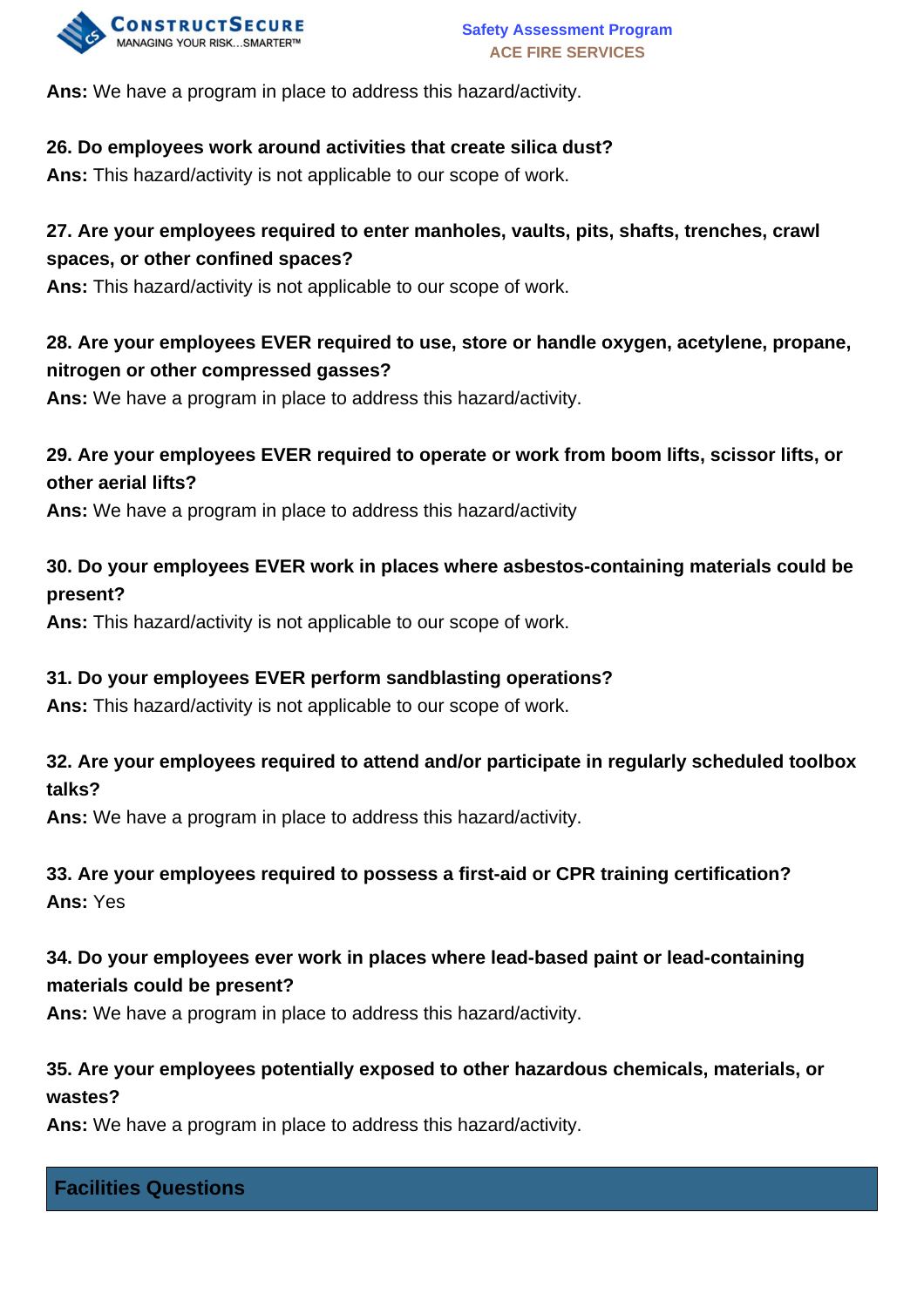**Ans:** We have a program in place to address this hazard/activity.

**26. Do employees work around activities that create silica dust?**
**Ans:** This hazard/activity is not applicable to our scope of work.

**27. Are your employees required to enter manholes, vaults, pits, shafts, trenches, crawl spaces, or other confined spaces?**
**Ans:** This hazard/activity is not applicable to our scope of work.

**28. Are your employees EVER required to use, store or handle oxygen, acetylene, propane, nitrogen or other compressed gasses?**
**Ans:** We have a program in place to address this hazard/activity.

**29. Are your employees EVER required to operate or work from boom lifts, scissor lifts, or other aerial lifts?**
**Ans:** We have a program in place to address this hazard/activity

**30. Do your employees EVER work in places where asbestos-containing materials could be present?**
**Ans:** This hazard/activity is not applicable to our scope of work.

**31. Do your employees EVER perform sandblasting operations?**
**Ans:** This hazard/activity is not applicable to our scope of work.

**32. Are your employees required to attend and/or participate in regularly scheduled toolbox talks?**
**Ans:** We have a program in place to address this hazard/activity.

**33. Are your employees required to possess a first-aid or CPR training certification?**
**Ans:** Yes

**34. Do your employees ever work in places where lead-based paint or lead-containing materials could be present?**
**Ans:** We have a program in place to address this hazard/activity.

**35. Are your employees potentially exposed to other hazardous chemicals, materials, or wastes?**
**Ans:** We have a program in place to address this hazard/activity.

## Facilities Questions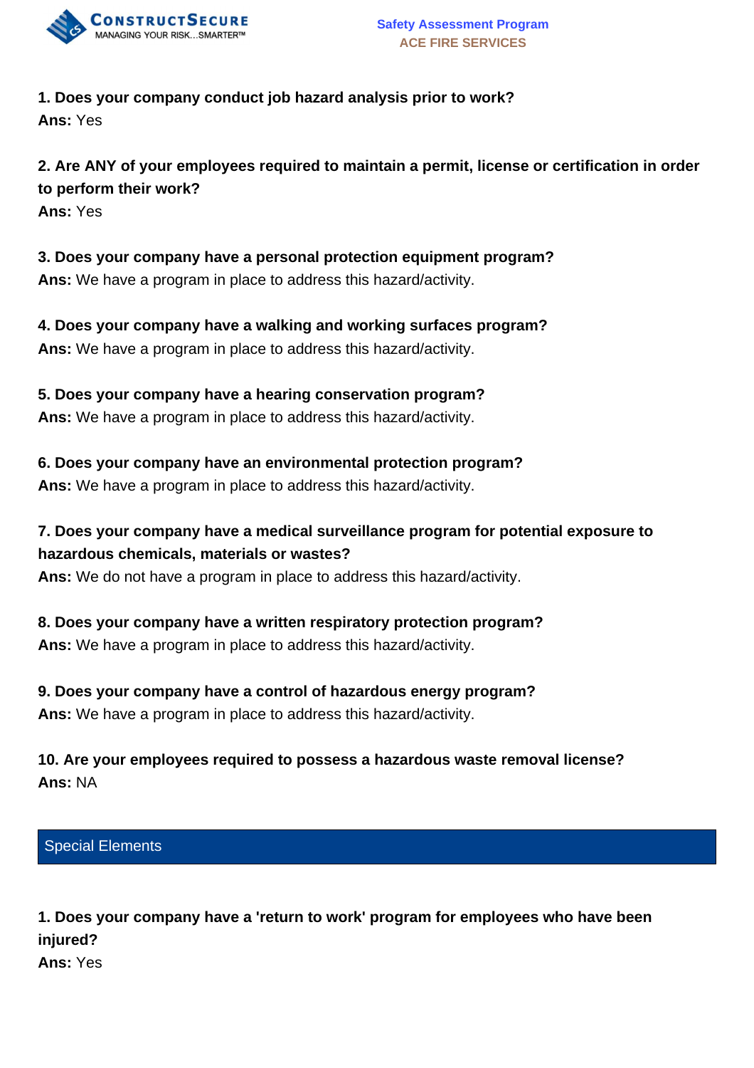**1. Does your company conduct job hazard analysis prior to work?**
**Ans:** Yes

**2. Are ANY of your employees required to maintain a permit, license or certification in order to perform their work?**
**Ans:** Yes

**3. Does your company have a personal protection equipment program?**
**Ans:** We have a program in place to address this hazard/activity.

**4. Does your company have a walking and working surfaces program?**
**Ans:** We have a program in place to address this hazard/activity.

**5. Does your company have a hearing conservation program?**
**Ans:** We have a program in place to address this hazard/activity.

**6. Does your company have an environmental protection program?**
**Ans:** We have a program in place to address this hazard/activity.

**7. Does your company have a medical surveillance program for potential exposure to hazardous chemicals, materials or wastes?**
**Ans:** We do not have a program in place to address this hazard/activity.

**8. Does your company have a written respiratory protection program?**
**Ans:** We have a program in place to address this hazard/activity.

**9. Does your company have a control of hazardous energy program?**
**Ans:** We have a program in place to address this hazard/activity.

**10. Are your employees required to possess a hazardous waste removal license?**
**Ans:** NA

## Special Elements

**1. Does your company have a 'return to work' program for employees who have been injured?**
**Ans:** Yes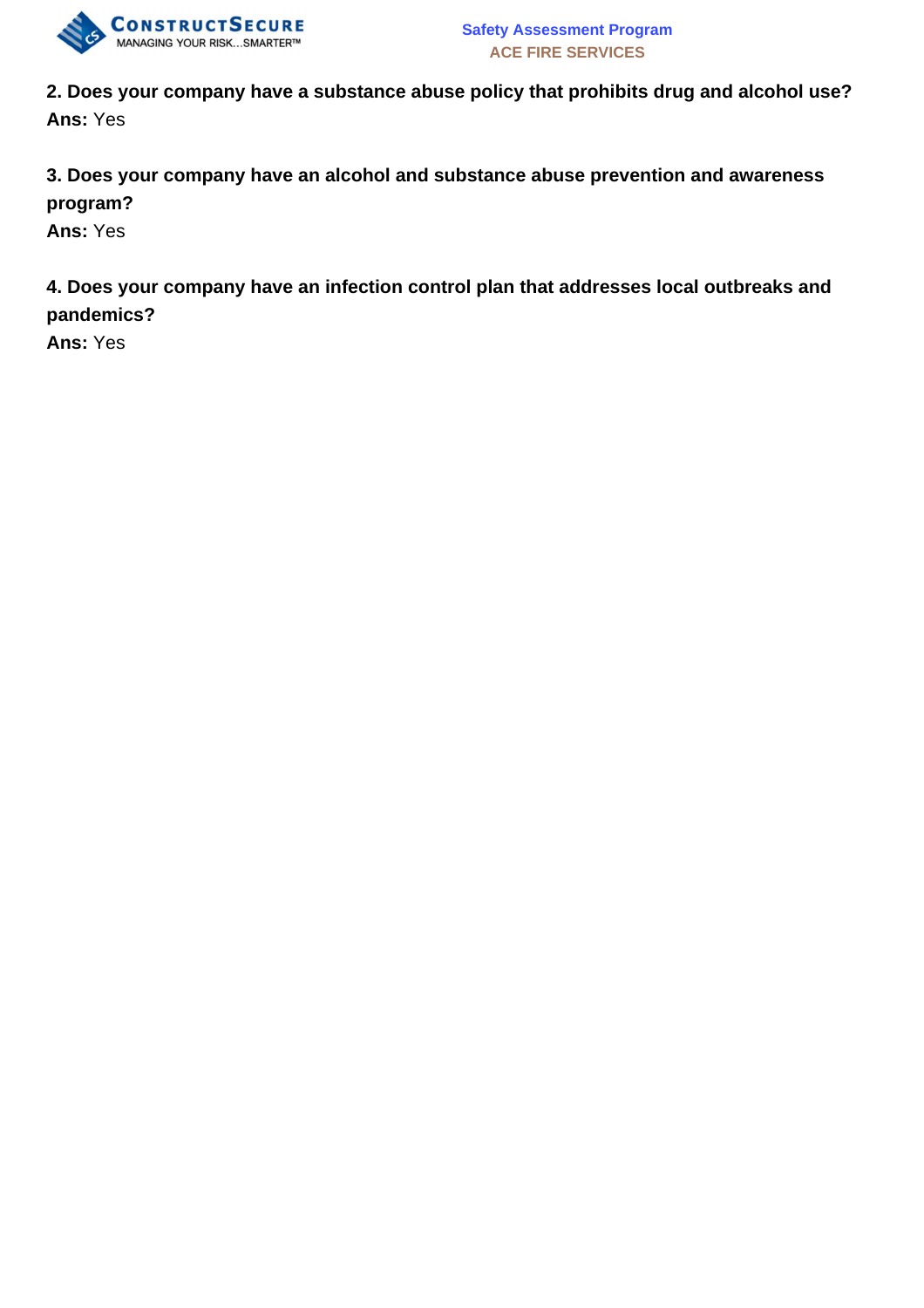**2. Does your company have a substance abuse policy that prohibits drug and alcohol use?**
**Ans:** Yes

**3. Does your company have an alcohol and substance abuse prevention and awareness program?**
**Ans:** Yes

**4. Does your company have an infection control plan that addresses local outbreaks and pandemics?**
**Ans:** Yes